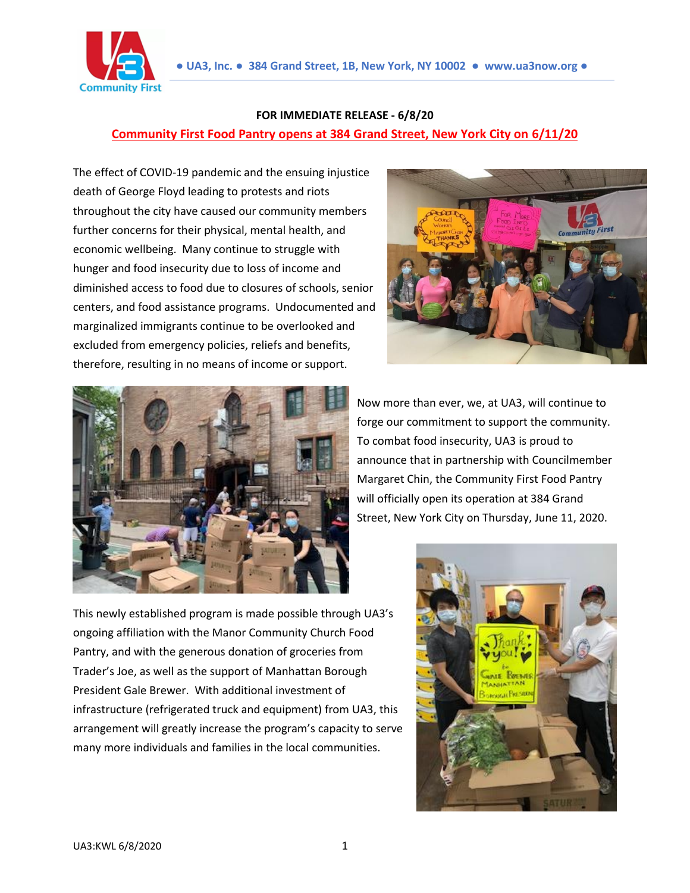● UA3, Inc. ● 384 Grand Street, 1B, New York, NY 10002 ● www.ua3now.org ●

**FOR IMMEDIATE RELEASE - 6/8/20**

**Community First Food Pantry opens at 384 Grand Street, New York City on 6/11/20**

The effect of COVID-19 pandemic and the ensuing injustice death of George Floyd leading to protests and riots throughout the city have caused our community members further concerns for their physical, mental health, and economic wellbeing. Many continue to struggle with hunger and food insecurity due to loss of income and diminished access to food due to closures of schools, senior centers, and food assistance programs. Undocumented and marginalized immigrants continue to be overlooked and excluded from emergency policies, reliefs and benefits, therefore, resulting in no means of income or support.

Now more than ever, we, at UA3, will continue to forge our commitment to support the community. To combat food insecurity, UA3 is proud to announce that in partnership with Councilmember Margaret Chin, the Community First Food Pantry will officially open its operation at 384 Grand Street, New York City on Thursday, June 11, 2020.

This newly established program is made possible through UA3's ongoing affiliation with the Manor Community Church Food Pantry, and with the generous donation of groceries from Trader's Joe, as well as the support of Manhattan Borough President Gale Brewer. With additional investment of infrastructure (refrigerated truck and equipment) from UA3, this arrangement will greatly increase the program's capacity to serve many more individuals and families in the local communities.

UA3:KWL 6/8/2020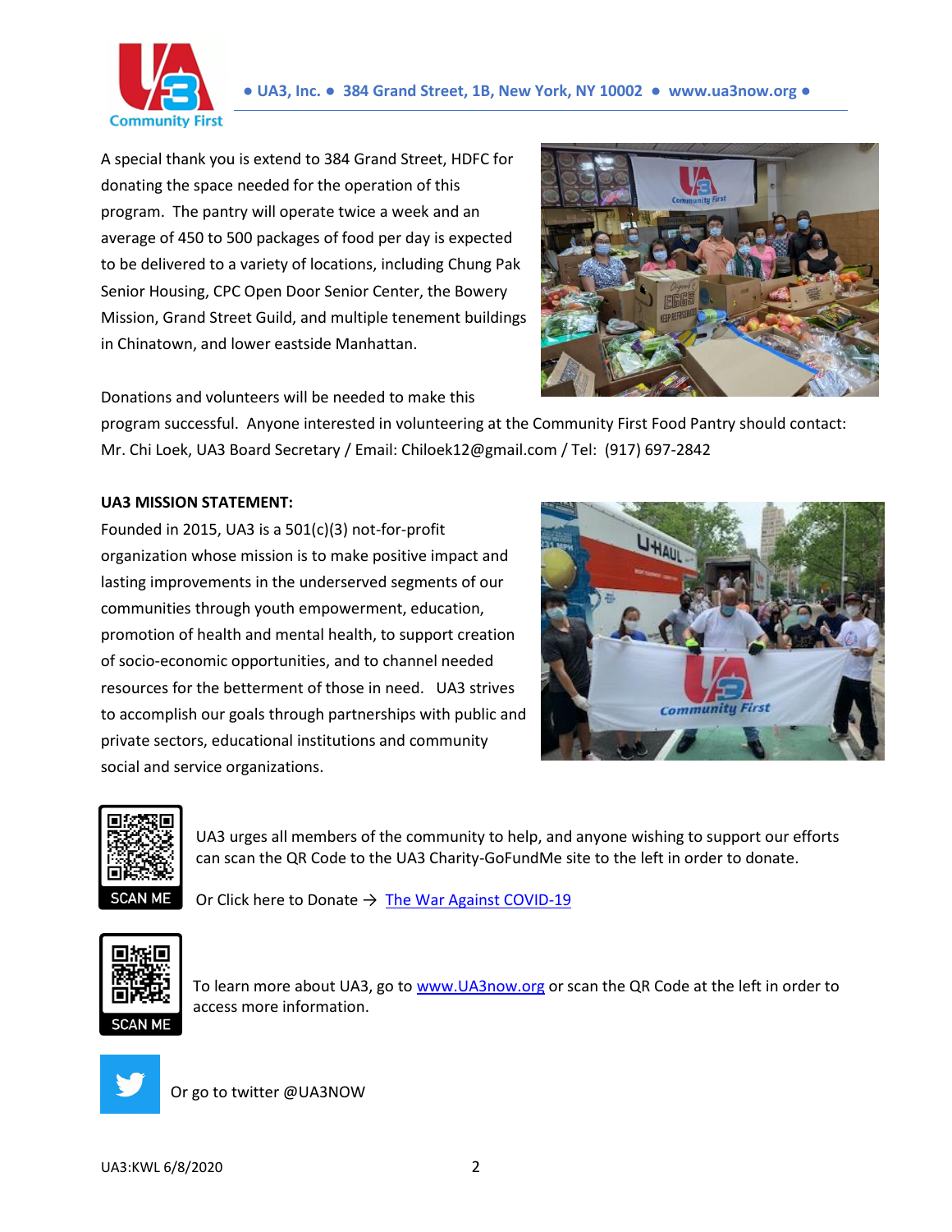● UA3, Inc. ● 384 Grand Street, 1B, New York, NY 10002 ● www.ua3now.org ●

A special thank you is extend to 384 Grand Street, HDFC for donating the space needed for the operation of this program. The pantry will operate twice a week and an average of 450 to 500 packages of food per day is expected to be delivered to a variety of locations, including Chung Pak Senior Housing, CPC Open Door Senior Center, the Bowery Mission, Grand Street Guild, and multiple tenement buildings in Chinatown, and lower eastside Manhattan.

Donations and volunteers will be needed to make this program successful. Anyone interested in volunteering at the Community First Food Pantry should contact: Mr. Chi Loek, UA3 Board Secretary / Email: Chiloek12@gmail.com / Tel: (917) 697-2842

**UA3 MISSION STATEMENT:**

Founded in 2015, UA3 is a 501(c)(3) not-for-profit organization whose mission is to make positive impact and lasting improvements in the underserved segments of our communities through youth empowerment, education, promotion of health and mental health, to support creation of socio-economic opportunities, and to channel needed resources for the betterment of those in need. UA3 strives to accomplish our goals through partnerships with public and private sectors, educational institutions and community social and service organizations.

UA3 urges all members of the community to help, and anyone wishing to support our efforts can scan the QR Code to the UA3 Charity-GoFundMe site to the left in order to donate.

SCAN ME

Or Click here to Donate → The War Against COVID-19

To learn more about UA3, go to www.UA3now.org or scan the QR Code at the left in order to access more information.

SCAN ME

Or go to twitter @UA3NOW

UA3:KWL 6/8/2020